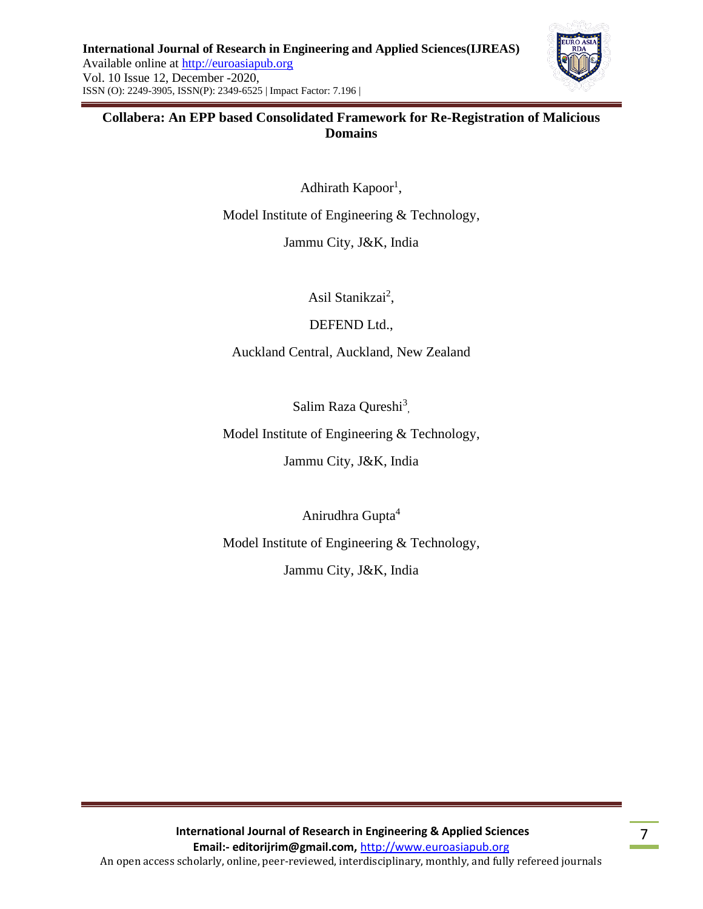# Collabera: An EPP based Consolidated Framework for Re-Registration of Malicious Domains

Adhirath Kapoor[1],

Model Institute of Engineering & Technology,

Jammu City, J&K, India

Asil Stanikzai[2],

DEFEND Ltd.,

Auckland Central, Auckland, New Zealand

Salim Raza Qureshi[3],

Model Institute of Engineering & Technology,

Jammu City, J&K, India

Anirudhra Gupta[4]

Model Institute of Engineering & Technology,

Jammu City, J&K, India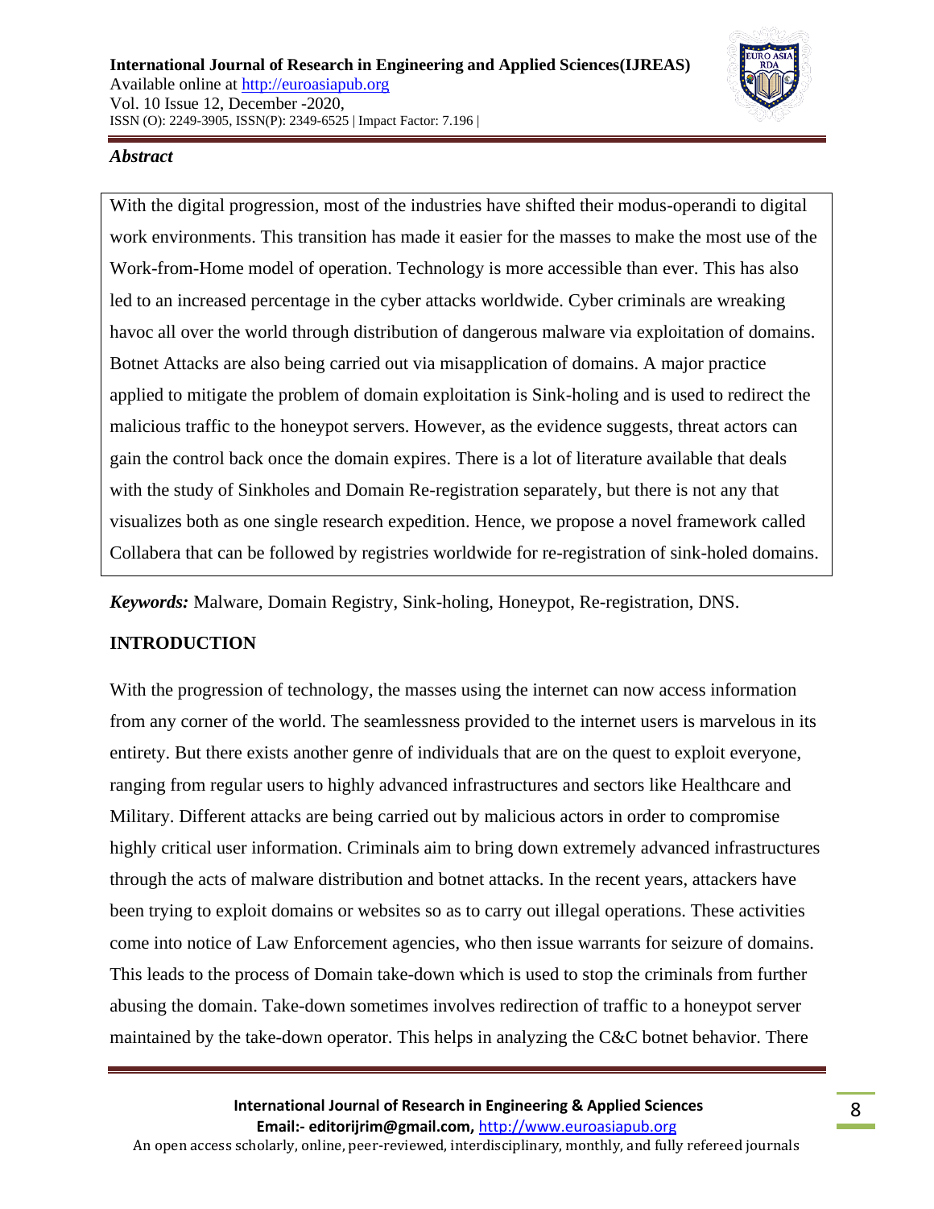### *Abstract*

With the digital progression, most of the industries have shifted their modus-operandi to digital work environments. This transition has made it easier for the masses to make the most use of the Work-from-Home model of operation. Technology is more accessible than ever. This has also led to an increased percentage in the cyber attacks worldwide. Cyber criminals are wreaking havoc all over the world through distribution of dangerous malware via exploitation of domains. Botnet Attacks are also being carried out via misapplication of domains. A major practice applied to mitigate the problem of domain exploitation is Sink-holing and is used to redirect the malicious traffic to the honeypot servers. However, as the evidence suggests, threat actors can gain the control back once the domain expires. There is a lot of literature available that deals with the study of Sinkholes and Domain Re-registration separately, but there is not any that visualizes both as one single research expedition. Hence, we propose a novel framework called Collabera that can be followed by registries worldwide for re-registration of sink-holed domains.

***Keywords:*** Malware, Domain Registry, Sink-holing, Honeypot, Re-registration, DNS.

## INTRODUCTION

With the progression of technology, the masses using the internet can now access information from any corner of the world. The seamlessness provided to the internet users is marvelous in its entirety. But there exists another genre of individuals that are on the quest to exploit everyone, ranging from regular users to highly advanced infrastructures and sectors like Healthcare and Military. Different attacks are being carried out by malicious actors in order to compromise highly critical user information. Criminals aim to bring down extremely advanced infrastructures through the acts of malware distribution and botnet attacks. In the recent years, attackers have been trying to exploit domains or websites so as to carry out illegal operations. These activities come into notice of Law Enforcement agencies, who then issue warrants for seizure of domains. This leads to the process of Domain take-down which is used to stop the criminals from further abusing the domain. Take-down sometimes involves redirection of traffic to a honeypot server maintained by the take-down operator. This helps in analyzing the C&C botnet behavior. There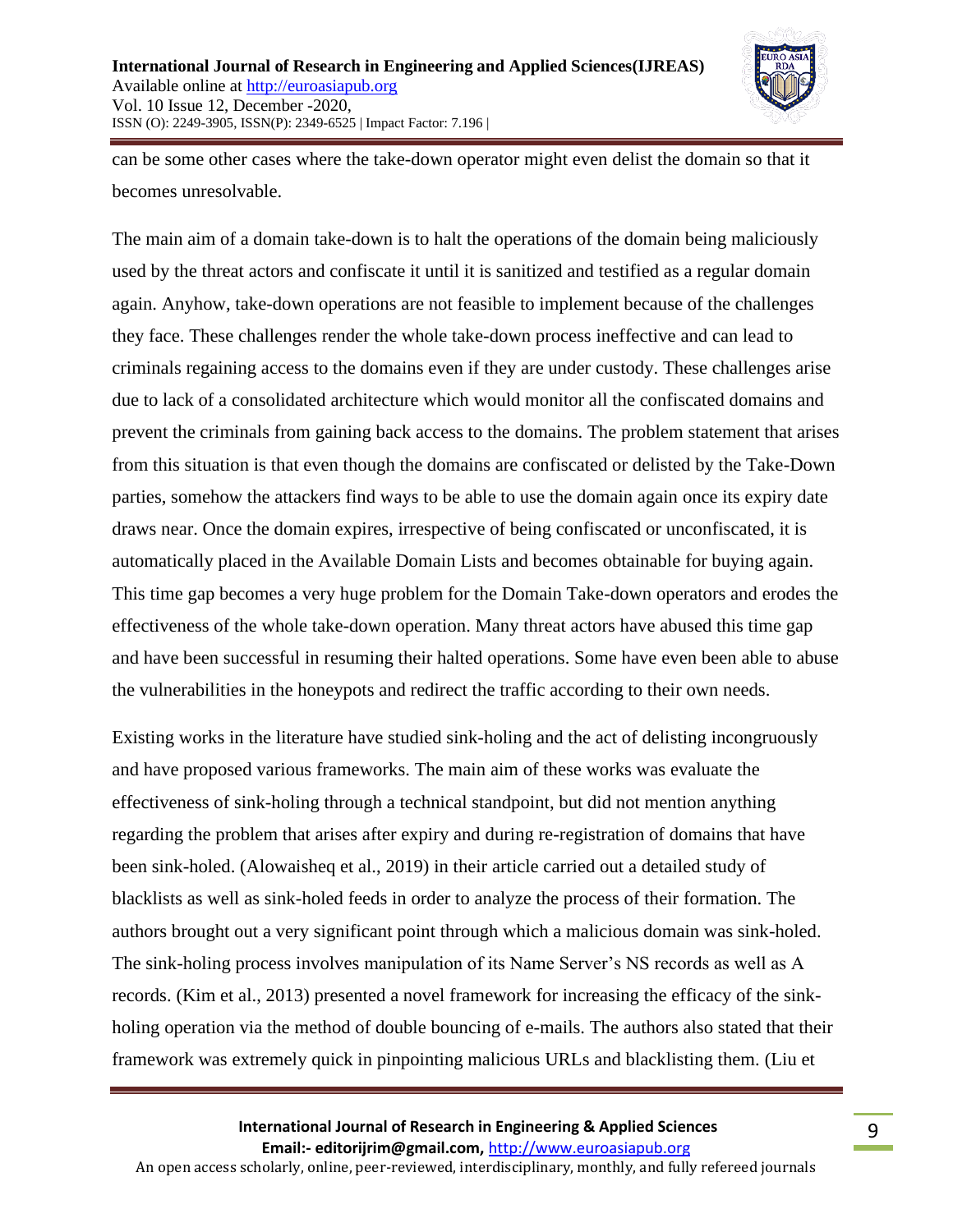can be some other cases where the take-down operator might even delist the domain so that it becomes unresolvable.

The main aim of a domain take-down is to halt the operations of the domain being maliciously used by the threat actors and confiscate it until it is sanitized and testified as a regular domain again. Anyhow, take-down operations are not feasible to implement because of the challenges they face. These challenges render the whole take-down process ineffective and can lead to criminals regaining access to the domains even if they are under custody. These challenges arise due to lack of a consolidated architecture which would monitor all the confiscated domains and prevent the criminals from gaining back access to the domains. The problem statement that arises from this situation is that even though the domains are confiscated or delisted by the Take-Down parties, somehow the attackers find ways to be able to use the domain again once its expiry date draws near. Once the domain expires, irrespective of being confiscated or unconfiscated, it is automatically placed in the Available Domain Lists and becomes obtainable for buying again. This time gap becomes a very huge problem for the Domain Take-down operators and erodes the effectiveness of the whole take-down operation. Many threat actors have abused this time gap and have been successful in resuming their halted operations. Some have even been able to abuse the vulnerabilities in the honeypots and redirect the traffic according to their own needs.

Existing works in the literature have studied sink-holing and the act of delisting incongruously and have proposed various frameworks. The main aim of these works was evaluate the effectiveness of sink-holing through a technical standpoint, but did not mention anything regarding the problem that arises after expiry and during re-registration of domains that have been sink-holed. (Alowaisheq et al., 2019) in their article carried out a detailed study of blacklists as well as sink-holed feeds in order to analyze the process of their formation. The authors brought out a very significant point through which a malicious domain was sink-holed. The sink-holing process involves manipulation of its Name Server's NS records as well as A records. (Kim et al., 2013) presented a novel framework for increasing the efficacy of the sink-holing operation via the method of double bouncing of e-mails. The authors also stated that their framework was extremely quick in pinpointing malicious URLs and blacklisting them. (Liu et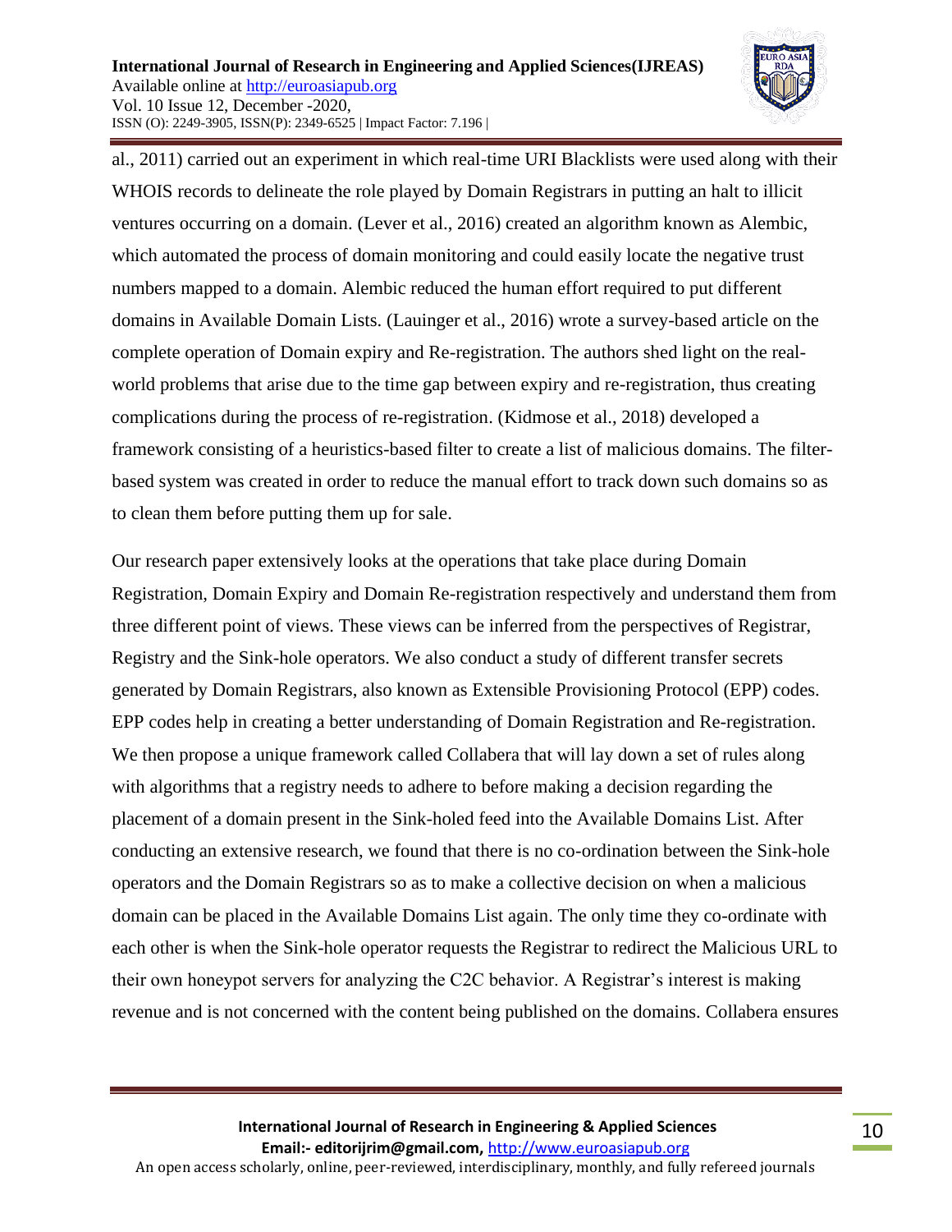al., 2011) carried out an experiment in which real-time URI Blacklists were used along with their WHOIS records to delineate the role played by Domain Registrars in putting an halt to illicit ventures occurring on a domain. (Lever et al., 2016) created an algorithm known as Alembic, which automated the process of domain monitoring and could easily locate the negative trust numbers mapped to a domain. Alembic reduced the human effort required to put different domains in Available Domain Lists. (Lauinger et al., 2016) wrote a survey-based article on the complete operation of Domain expiry and Re-registration. The authors shed light on the real-world problems that arise due to the time gap between expiry and re-registration, thus creating complications during the process of re-registration. (Kidmose et al., 2018) developed a framework consisting of a heuristics-based filter to create a list of malicious domains. The filter-based system was created in order to reduce the manual effort to track down such domains so as to clean them before putting them up for sale.

Our research paper extensively looks at the operations that take place during Domain Registration, Domain Expiry and Domain Re-registration respectively and understand them from three different point of views. These views can be inferred from the perspectives of Registrar, Registry and the Sink-hole operators. We also conduct a study of different transfer secrets generated by Domain Registrars, also known as Extensible Provisioning Protocol (EPP) codes. EPP codes help in creating a better understanding of Domain Registration and Re-registration. We then propose a unique framework called Collabera that will lay down a set of rules along with algorithms that a registry needs to adhere to before making a decision regarding the placement of a domain present in the Sink-holed feed into the Available Domains List. After conducting an extensive research, we found that there is no co-ordination between the Sink-hole operators and the Domain Registrars so as to make a collective decision on when a malicious domain can be placed in the Available Domains List again. The only time they co-ordinate with each other is when the Sink-hole operator requests the Registrar to redirect the Malicious URL to their own honeypot servers for analyzing the C2C behavior. A Registrar's interest is making revenue and is not concerned with the content being published on the domains. Collabera ensures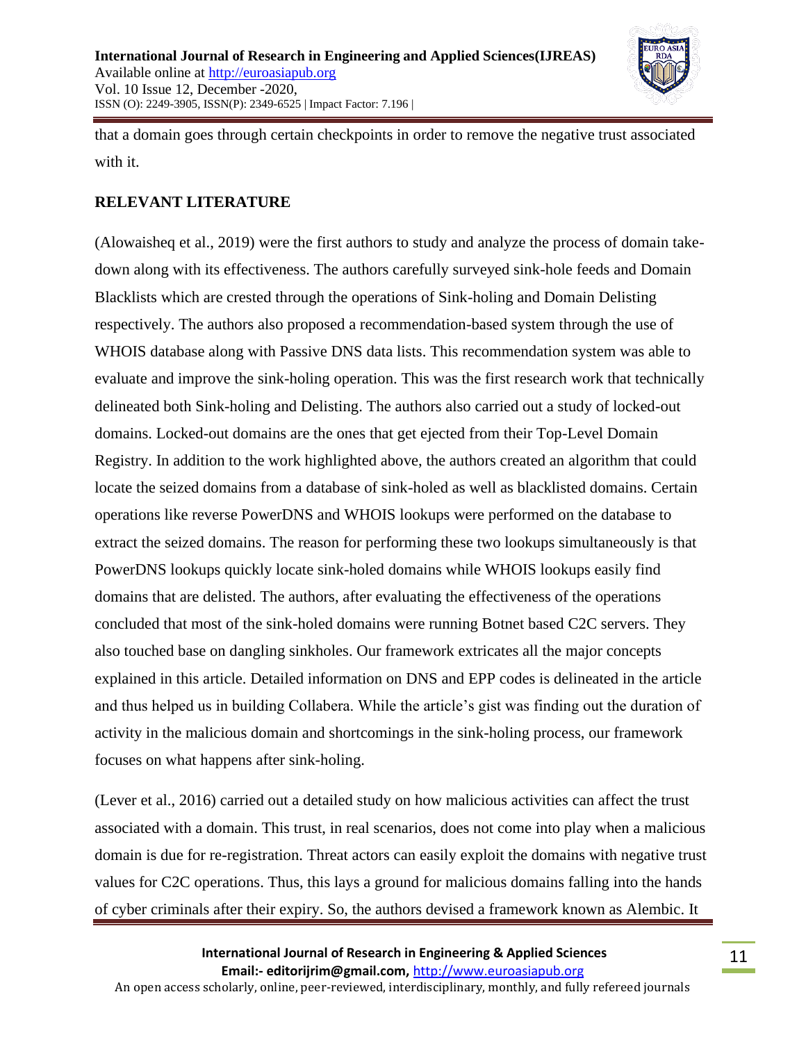that a domain goes through certain checkpoints in order to remove the negative trust associated with it.

## RELEVANT LITERATURE

(Alowaisheq et al., 2019) were the first authors to study and analyze the process of domain take-down along with its effectiveness. The authors carefully surveyed sink-hole feeds and Domain Blacklists which are crested through the operations of Sink-holing and Domain Delisting respectively. The authors also proposed a recommendation-based system through the use of WHOIS database along with Passive DNS data lists. This recommendation system was able to evaluate and improve the sink-holing operation. This was the first research work that technically delineated both Sink-holing and Delisting. The authors also carried out a study of locked-out domains. Locked-out domains are the ones that get ejected from their Top-Level Domain Registry. In addition to the work highlighted above, the authors created an algorithm that could locate the seized domains from a database of sink-holed as well as blacklisted domains. Certain operations like reverse PowerDNS and WHOIS lookups were performed on the database to extract the seized domains. The reason for performing these two lookups simultaneously is that PowerDNS lookups quickly locate sink-holed domains while WHOIS lookups easily find domains that are delisted. The authors, after evaluating the effectiveness of the operations concluded that most of the sink-holed domains were running Botnet based C2C servers. They also touched base on dangling sinkholes. Our framework extricates all the major concepts explained in this article. Detailed information on DNS and EPP codes is delineated in the article and thus helped us in building Collabera. While the article's gist was finding out the duration of activity in the malicious domain and shortcomings in the sink-holing process, our framework focuses on what happens after sink-holing.

(Lever et al., 2016) carried out a detailed study on how malicious activities can affect the trust associated with a domain. This trust, in real scenarios, does not come into play when a malicious domain is due for re-registration. Threat actors can easily exploit the domains with negative trust values for C2C operations. Thus, this lays a ground for malicious domains falling into the hands of cyber criminals after their expiry. So, the authors devised a framework known as Alembic. It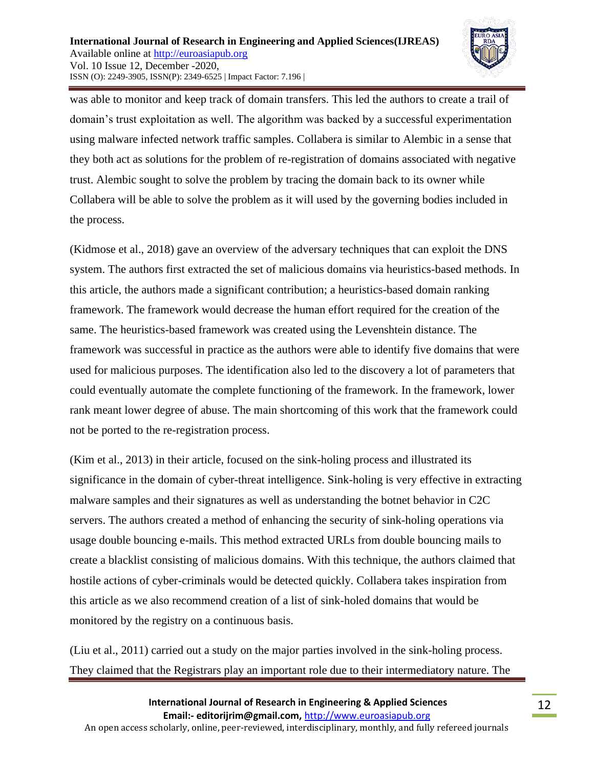was able to monitor and keep track of domain transfers. This led the authors to create a trail of domain's trust exploitation as well. The algorithm was backed by a successful experimentation using malware infected network traffic samples. Collabera is similar to Alembic in a sense that they both act as solutions for the problem of re-registration of domains associated with negative trust. Alembic sought to solve the problem by tracing the domain back to its owner while Collabera will be able to solve the problem as it will used by the governing bodies included in the process.

(Kidmose et al., 2018) gave an overview of the adversary techniques that can exploit the DNS system. The authors first extracted the set of malicious domains via heuristics-based methods. In this article, the authors made a significant contribution; a heuristics-based domain ranking framework. The framework would decrease the human effort required for the creation of the same. The heuristics-based framework was created using the Levenshtein distance. The framework was successful in practice as the authors were able to identify five domains that were used for malicious purposes. The identification also led to the discovery a lot of parameters that could eventually automate the complete functioning of the framework. In the framework, lower rank meant lower degree of abuse. The main shortcoming of this work that the framework could not be ported to the re-registration process.

(Kim et al., 2013) in their article, focused on the sink-holing process and illustrated its significance in the domain of cyber-threat intelligence. Sink-holing is very effective in extracting malware samples and their signatures as well as understanding the botnet behavior in C2C servers. The authors created a method of enhancing the security of sink-holing operations via usage double bouncing e-mails. This method extracted URLs from double bouncing mails to create a blacklist consisting of malicious domains. With this technique, the authors claimed that hostile actions of cyber-criminals would be detected quickly. Collabera takes inspiration from this article as we also recommend creation of a list of sink-holed domains that would be monitored by the registry on a continuous basis.

(Liu et al., 2011) carried out a study on the major parties involved in the sink-holing process. They claimed that the Registrars play an important role due to their intermediatory nature. The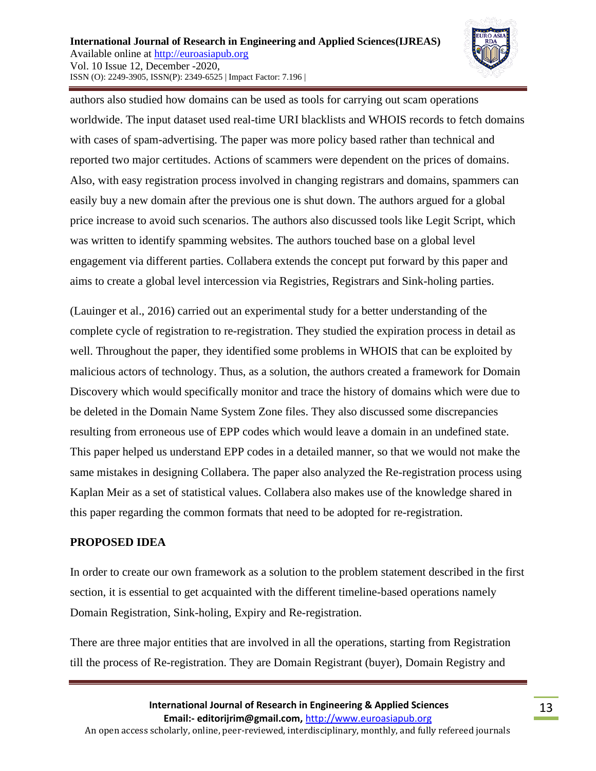authors also studied how domains can be used as tools for carrying out scam operations worldwide. The input dataset used real-time URI blacklists and WHOIS records to fetch domains with cases of spam-advertising. The paper was more policy based rather than technical and reported two major certitudes. Actions of scammers were dependent on the prices of domains. Also, with easy registration process involved in changing registrars and domains, spammers can easily buy a new domain after the previous one is shut down. The authors argued for a global price increase to avoid such scenarios. The authors also discussed tools like Legit Script, which was written to identify spamming websites. The authors touched base on a global level engagement via different parties. Collabera extends the concept put forward by this paper and aims to create a global level intercession via Registries, Registrars and Sink-holing parties.

(Lauinger et al., 2016) carried out an experimental study for a better understanding of the complete cycle of registration to re-registration. They studied the expiration process in detail as well. Throughout the paper, they identified some problems in WHOIS that can be exploited by malicious actors of technology. Thus, as a solution, the authors created a framework for Domain Discovery which would specifically monitor and trace the history of domains which were due to be deleted in the Domain Name System Zone files. They also discussed some discrepancies resulting from erroneous use of EPP codes which would leave a domain in an undefined state. This paper helped us understand EPP codes in a detailed manner, so that we would not make the same mistakes in designing Collabera. The paper also analyzed the Re-registration process using Kaplan Meir as a set of statistical values. Collabera also makes use of the knowledge shared in this paper regarding the common formats that need to be adopted for re-registration.

## PROPOSED IDEA

In order to create our own framework as a solution to the problem statement described in the first section, it is essential to get acquainted with the different timeline-based operations namely Domain Registration, Sink-holing, Expiry and Re-registration.

There are three major entities that are involved in all the operations, starting from Registration till the process of Re-registration. They are Domain Registrant (buyer), Domain Registry and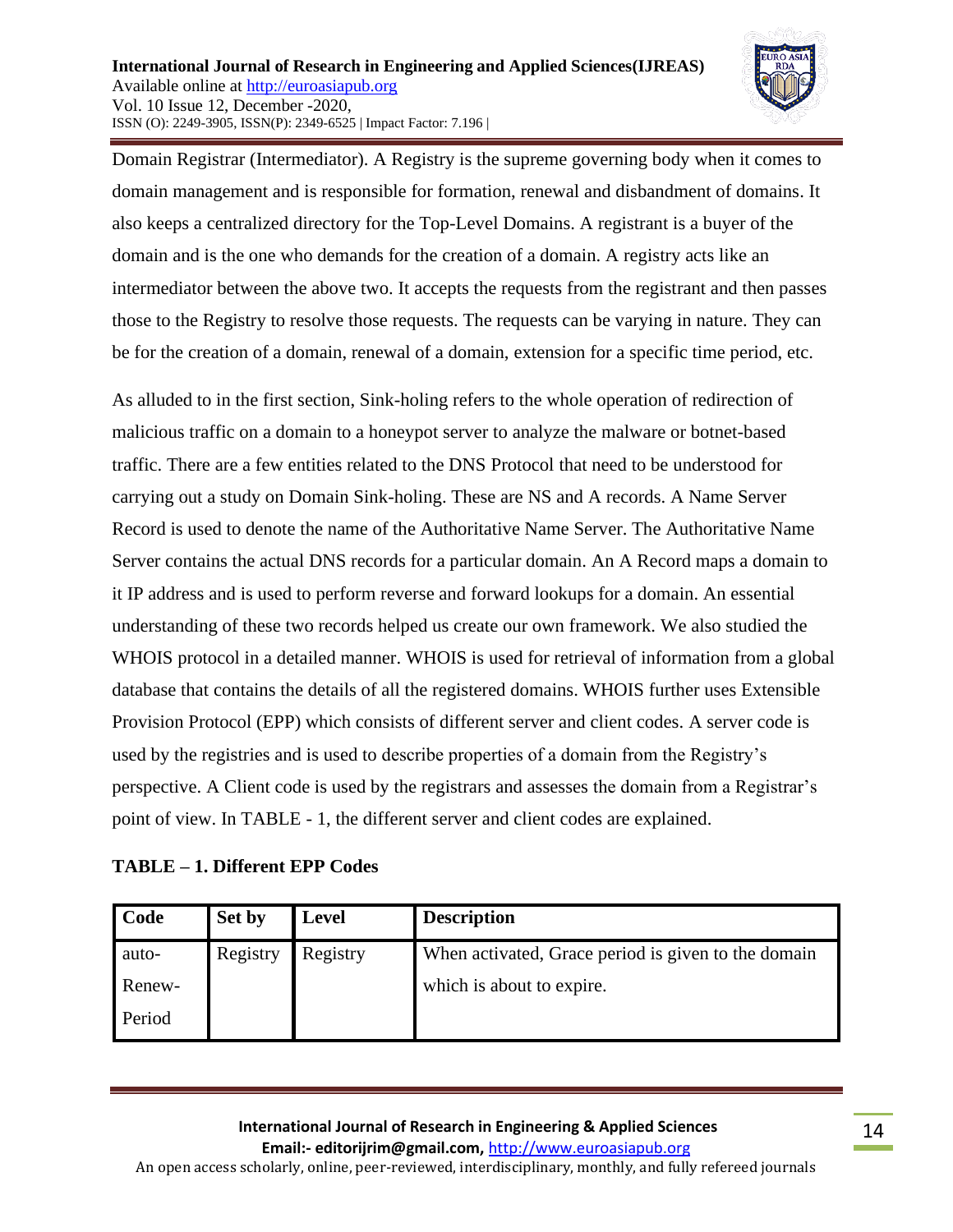Domain Registrar (Intermediator). A Registry is the supreme governing body when it comes to domain management and is responsible for formation, renewal and disbandment of domains. It also keeps a centralized directory for the Top-Level Domains. A registrant is a buyer of the domain and is the one who demands for the creation of a domain. A registry acts like an intermediator between the above two. It accepts the requests from the registrant and then passes those to the Registry to resolve those requests. The requests can be varying in nature. They can be for the creation of a domain, renewal of a domain, extension for a specific time period, etc.

As alluded to in the first section, Sink-holing refers to the whole operation of redirection of malicious traffic on a domain to a honeypot server to analyze the malware or botnet-based traffic. There are a few entities related to the DNS Protocol that need to be understood for carrying out a study on Domain Sink-holing. These are NS and A records. A Name Server Record is used to denote the name of the Authoritative Name Server. The Authoritative Name Server contains the actual DNS records for a particular domain. An A Record maps a domain to it IP address and is used to perform reverse and forward lookups for a domain. An essential understanding of these two records helped us create our own framework. We also studied the WHOIS protocol in a detailed manner. WHOIS is used for retrieval of information from a global database that contains the details of all the registered domains. WHOIS further uses Extensible Provision Protocol (EPP) which consists of different server and client codes. A server code is used by the registries and is used to describe properties of a domain from the Registry's perspective. A Client code is used by the registrars and assesses the domain from a Registrar's point of view. In TABLE - 1, the different server and client codes are explained.

**TABLE – 1. Different EPP Codes**

| Code | Set by | Level | Description |
|---|---|---|---|
| auto-Renew-Period | Registry | Registry | When activated, Grace period is given to the domain which is about to expire. |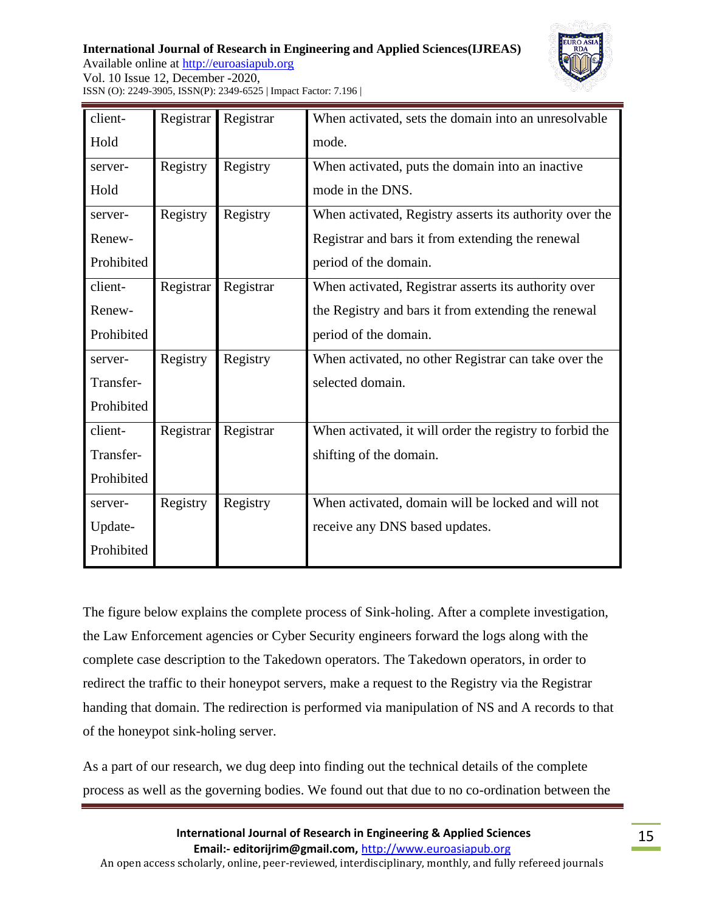| client-Hold | Registrar | Registrar | When activated, sets the domain into an unresolvable mode. |
|---|---|---|---|
| server-Hold | Registry | Registry | When activated, puts the domain into an inactive mode in the DNS. |
| server-Renew-Prohibited | Registry | Registry | When activated, Registry asserts its authority over the Registrar and bars it from extending the renewal period of the domain. |
| client-Renew-Prohibited | Registrar | Registrar | When activated, Registrar asserts its authority over the Registry and bars it from extending the renewal period of the domain. |
| server-Transfer-Prohibited | Registry | Registry | When activated, no other Registrar can take over the selected domain. |
| client-Transfer-Prohibited | Registrar | Registrar | When activated, it will order the registry to forbid the shifting of the domain. |
| server-Update-Prohibited | Registry | Registry | When activated, domain will be locked and will not receive any DNS based updates. |

The figure below explains the complete process of Sink-holing. After a complete investigation, the Law Enforcement agencies or Cyber Security engineers forward the logs along with the complete case description to the Takedown operators. The Takedown operators, in order to redirect the traffic to their honeypot servers, make a request to the Registry via the Registrar handing that domain. The redirection is performed via manipulation of NS and A records to that of the honeypot sink-holing server.

As a part of our research, we dug deep into finding out the technical details of the complete process as well as the governing bodies. We found out that due to no co-ordination between the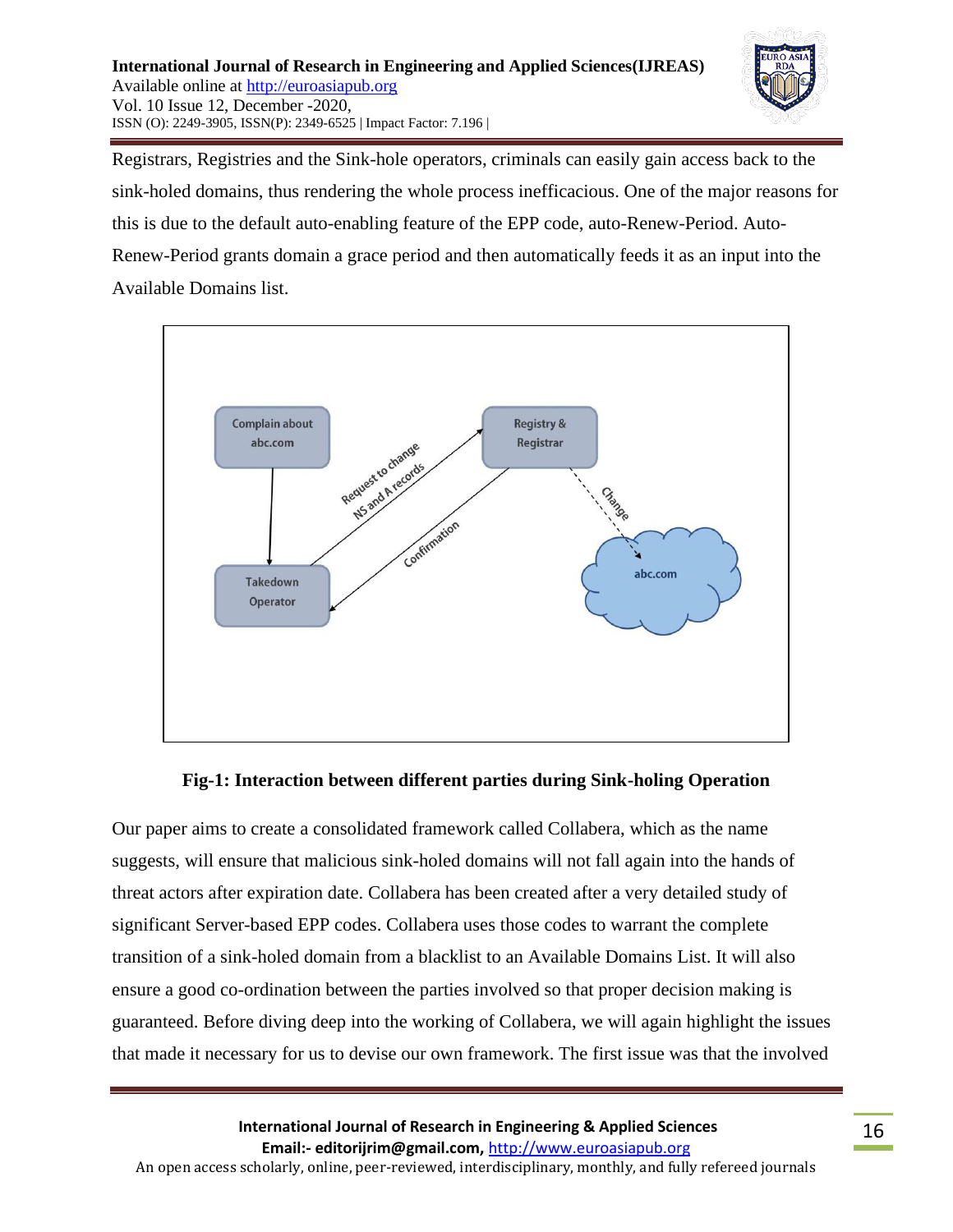Registrars, Registries and the Sink-hole operators, criminals can easily gain access back to the sink-holed domains, thus rendering the whole process inefficacious. One of the major reasons for this is due to the default auto-enabling feature of the EPP code, auto-Renew-Period. Auto-Renew-Period grants domain a grace period and then automatically feeds it as an input into the Available Domains list.

**Fig-1: Interaction between different parties during Sink-holing Operation**

Our paper aims to create a consolidated framework called Collabera, which as the name suggests, will ensure that malicious sink-holed domains will not fall again into the hands of threat actors after expiration date. Collabera has been created after a very detailed study of significant Server-based EPP codes. Collabera uses those codes to warrant the complete transition of a sink-holed domain from a blacklist to an Available Domains List. It will also ensure a good co-ordination between the parties involved so that proper decision making is guaranteed. Before diving deep into the working of Collabera, we will again highlight the issues that made it necessary for us to devise our own framework. The first issue was that the involved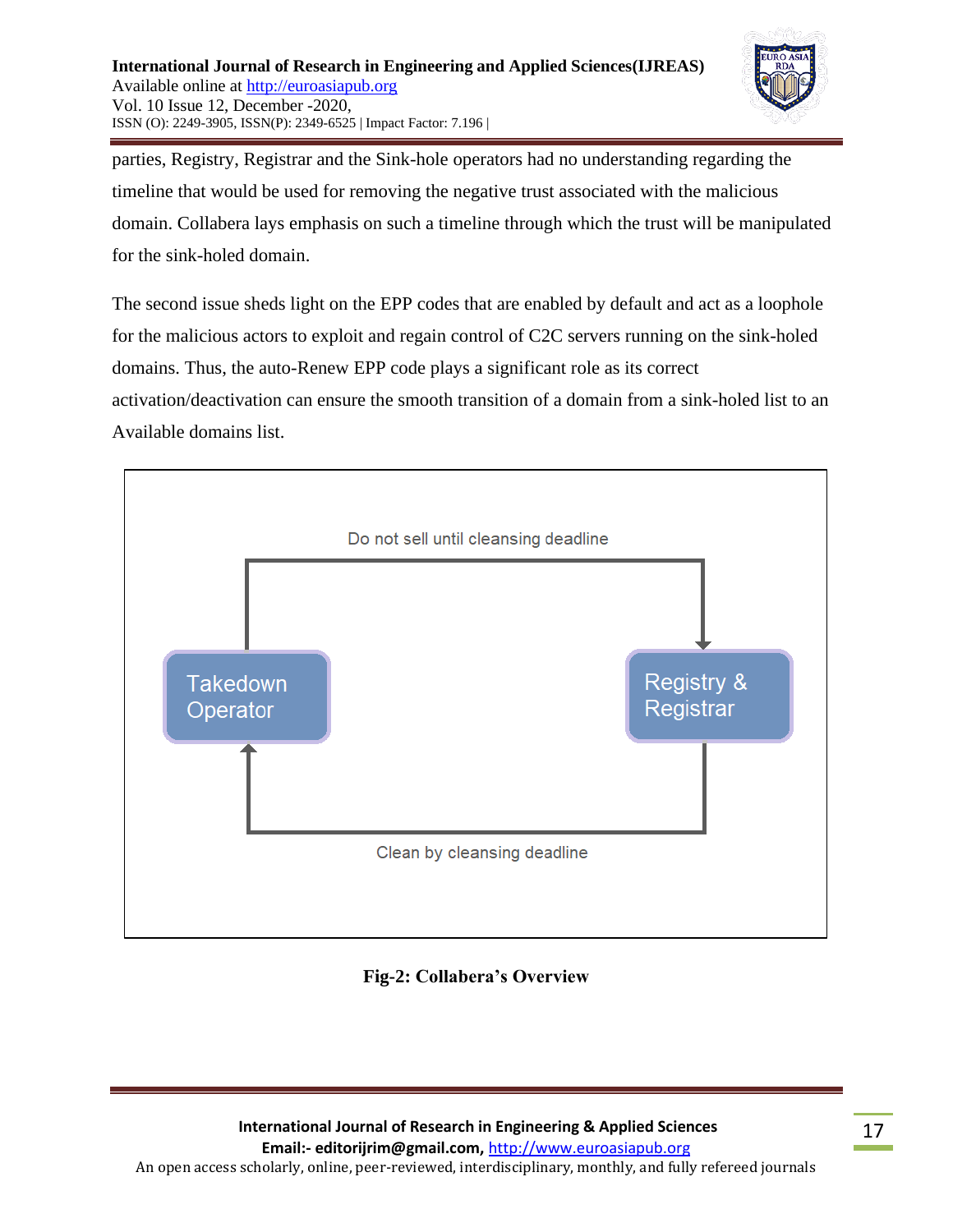parties, Registry, Registrar and the Sink-hole operators had no understanding regarding the timeline that would be used for removing the negative trust associated with the malicious domain. Collabera lays emphasis on such a timeline through which the trust will be manipulated for the sink-holed domain.

The second issue sheds light on the EPP codes that are enabled by default and act as a loophole for the malicious actors to exploit and regain control of C2C servers running on the sink-holed domains. Thus, the auto-Renew EPP code plays a significant role as its correct activation/deactivation can ensure the smooth transition of a domain from a sink-holed list to an Available domains list.

Do not sell until cleansing deadline

Takedown Operator

Registry & Registrar

Clean by cleansing deadline

**Fig-2: Collabera's Overview**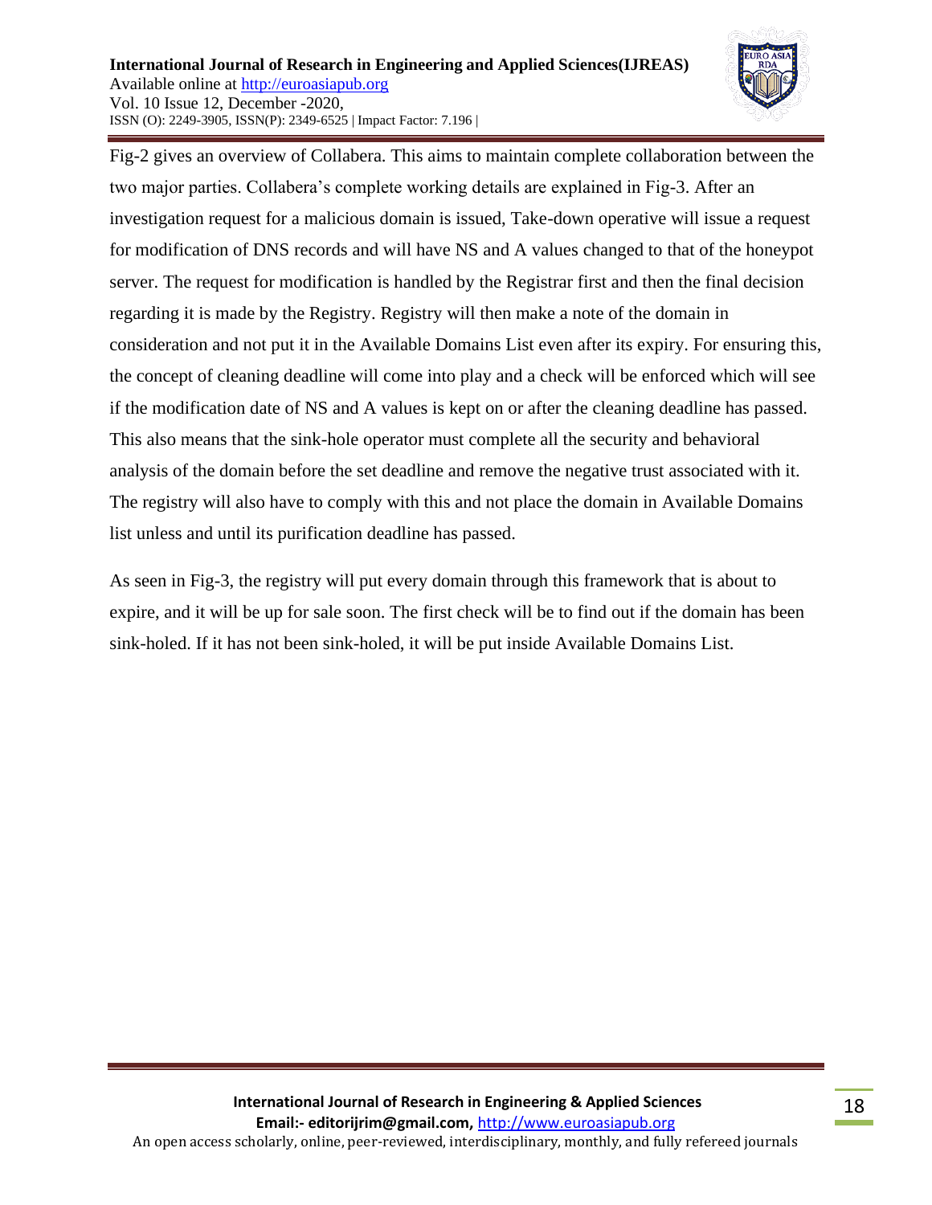Fig-2 gives an overview of Collabera. This aims to maintain complete collaboration between the two major parties. Collabera's complete working details are explained in Fig-3. After an investigation request for a malicious domain is issued, Take-down operative will issue a request for modification of DNS records and will have NS and A values changed to that of the honeypot server. The request for modification is handled by the Registrar first and then the final decision regarding it is made by the Registry. Registry will then make a note of the domain in consideration and not put it in the Available Domains List even after its expiry. For ensuring this, the concept of cleaning deadline will come into play and a check will be enforced which will see if the modification date of NS and A values is kept on or after the cleaning deadline has passed. This also means that the sink-hole operator must complete all the security and behavioral analysis of the domain before the set deadline and remove the negative trust associated with it. The registry will also have to comply with this and not place the domain in Available Domains list unless and until its purification deadline has passed.

As seen in Fig-3, the registry will put every domain through this framework that is about to expire, and it will be up for sale soon. The first check will be to find out if the domain has been sink-holed. If it has not been sink-holed, it will be put inside Available Domains List.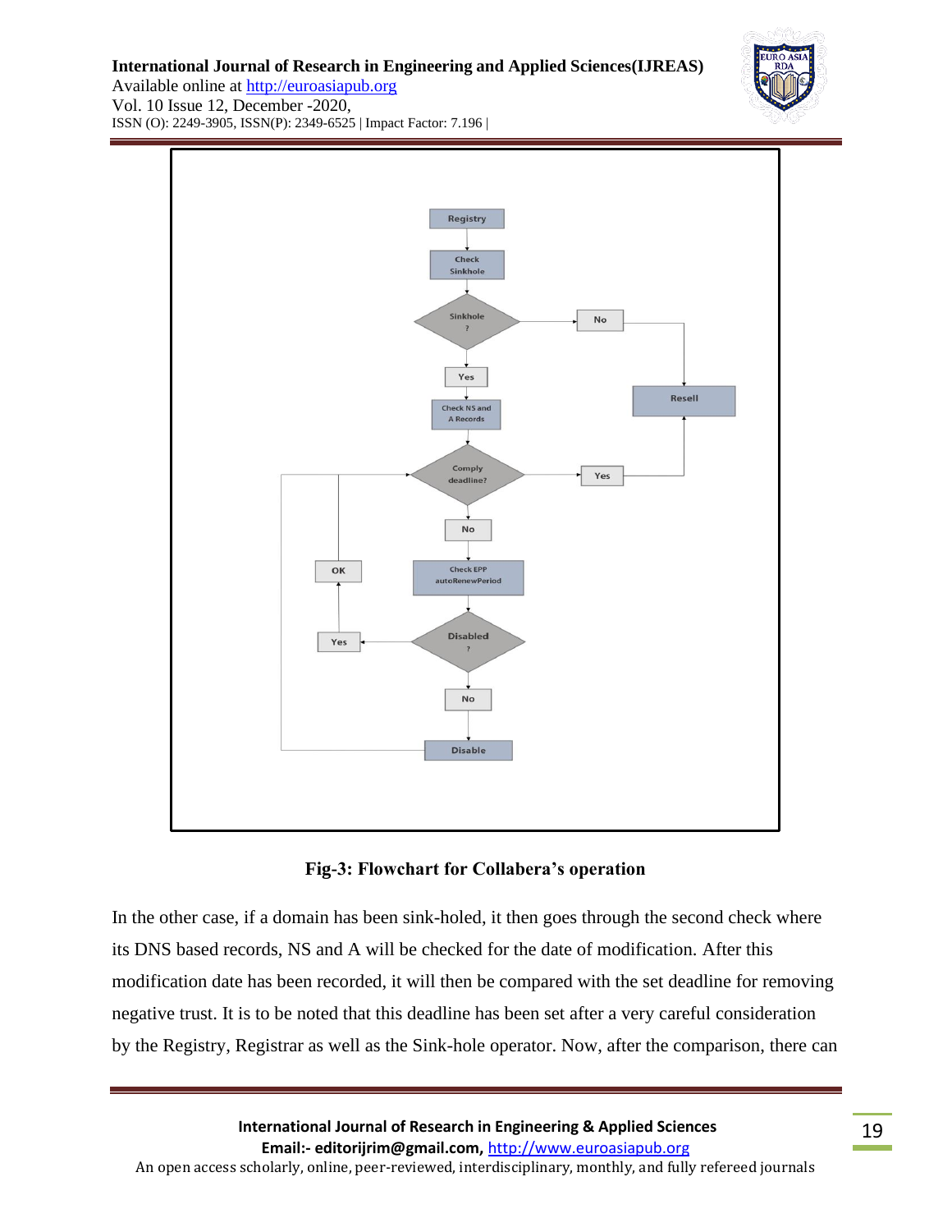**Fig-3: Flowchart for Collabera's operation**

In the other case, if a domain has been sink-holed, it then goes through the second check where its DNS based records, NS and A will be checked for the date of modification. After this modification date has been recorded, it will then be compared with the set deadline for removing negative trust. It is to be noted that this deadline has been set after a very careful consideration by the Registry, Registrar as well as the Sink-hole operator. Now, after the comparison, there can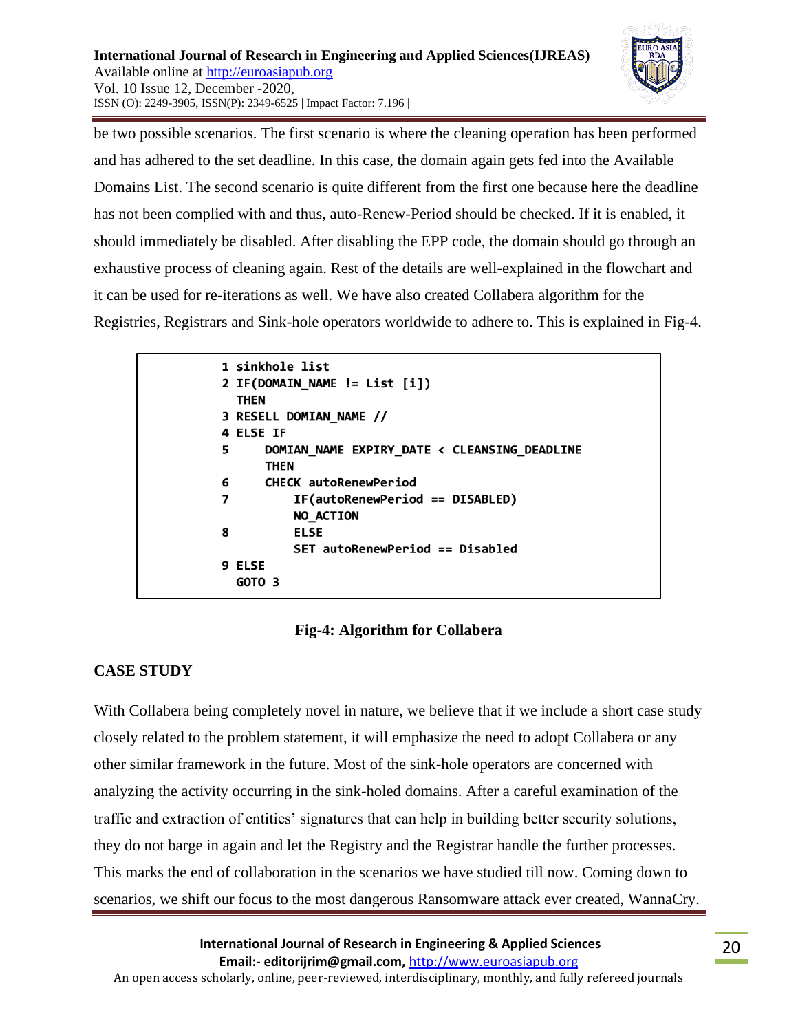be two possible scenarios. The first scenario is where the cleaning operation has been performed and has adhered to the set deadline. In this case, the domain again gets fed into the Available Domains List. The second scenario is quite different from the first one because here the deadline has not been complied with and thus, auto-Renew-Period should be checked. If it is enabled, it should immediately be disabled. After disabling the EPP code, the domain should go through an exhaustive process of cleaning again. Rest of the details are well-explained in the flowchart and it can be used for re-iterations as well. We have also created Collabera algorithm for the Registries, Registrars and Sink-hole operators worldwide to adhere to. This is explained in Fig-4.

```
1 sinkhole list
2 IF(DOMAIN_NAME != List [i])
  THEN
3 RESELL DOMIAN_NAME //
4 ELSE IF
5     DOMIAN_NAME EXPIRY_DATE < CLEANSING_DEADLINE
      THEN
6     CHECK autoRenewPeriod
7         IF(autoRenewPeriod == DISABLED)
          NO_ACTION
8         ELSE
          SET autoRenewPeriod == Disabled
9 ELSE
  GOTO 3
```

**Fig-4: Algorithm for Collabera**

## CASE STUDY

With Collabera being completely novel in nature, we believe that if we include a short case study closely related to the problem statement, it will emphasize the need to adopt Collabera or any other similar framework in the future. Most of the sink-hole operators are concerned with analyzing the activity occurring in the sink-holed domains. After a careful examination of the traffic and extraction of entities' signatures that can help in building better security solutions, they do not barge in again and let the Registry and the Registrar handle the further processes. This marks the end of collaboration in the scenarios we have studied till now. Coming down to scenarios, we shift our focus to the most dangerous Ransomware attack ever created, WannaCry.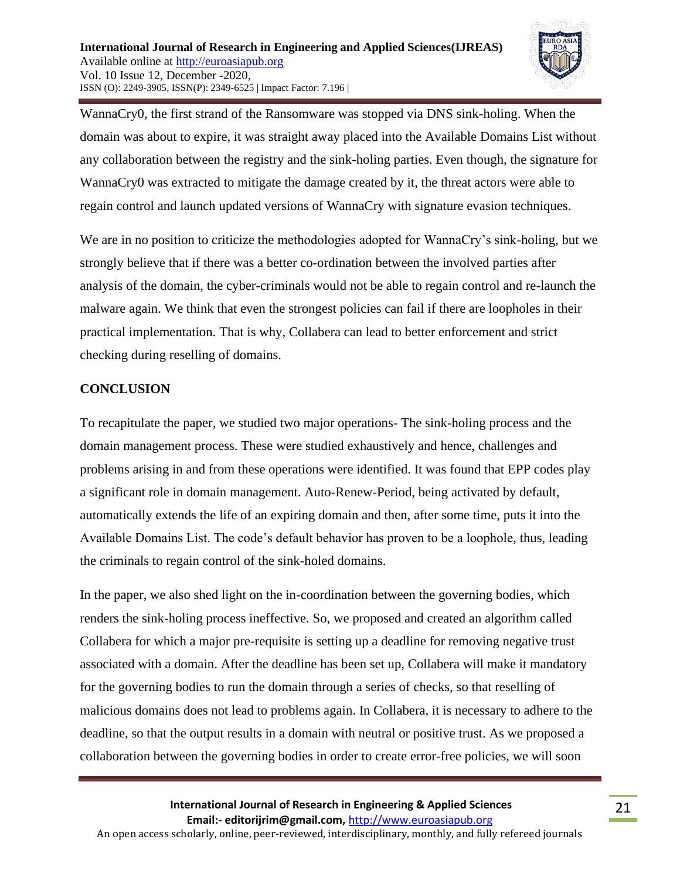WannaCry0, the first strand of the Ransomware was stopped via DNS sink-holing. When the domain was about to expire, it was straight away placed into the Available Domains List without any collaboration between the registry and the sink-holing parties. Even though, the signature for WannaCry0 was extracted to mitigate the damage created by it, the threat actors were able to regain control and launch updated versions of WannaCry with signature evasion techniques.

We are in no position to criticize the methodologies adopted for WannaCry's sink-holing, but we strongly believe that if there was a better co-ordination between the involved parties after analysis of the domain, the cyber-criminals would not be able to regain control and re-launch the malware again. We think that even the strongest policies can fail if there are loopholes in their practical implementation. That is why, Collabera can lead to better enforcement and strict checking during reselling of domains.

## CONCLUSION

To recapitulate the paper, we studied two major operations- The sink-holing process and the domain management process. These were studied exhaustively and hence, challenges and problems arising in and from these operations were identified. It was found that EPP codes play a significant role in domain management. Auto-Renew-Period, being activated by default, automatically extends the life of an expiring domain and then, after some time, puts it into the Available Domains List. The code's default behavior has proven to be a loophole, thus, leading the criminals to regain control of the sink-holed domains.

In the paper, we also shed light on the in-coordination between the governing bodies, which renders the sink-holing process ineffective. So, we proposed and created an algorithm called Collabera for which a major pre-requisite is setting up a deadline for removing negative trust associated with a domain. After the deadline has been set up, Collabera will make it mandatory for the governing bodies to run the domain through a series of checks, so that reselling of malicious domains does not lead to problems again. In Collabera, it is necessary to adhere to the deadline, so that the output results in a domain with neutral or positive trust. As we proposed a collaboration between the governing bodies in order to create error-free policies, we will soon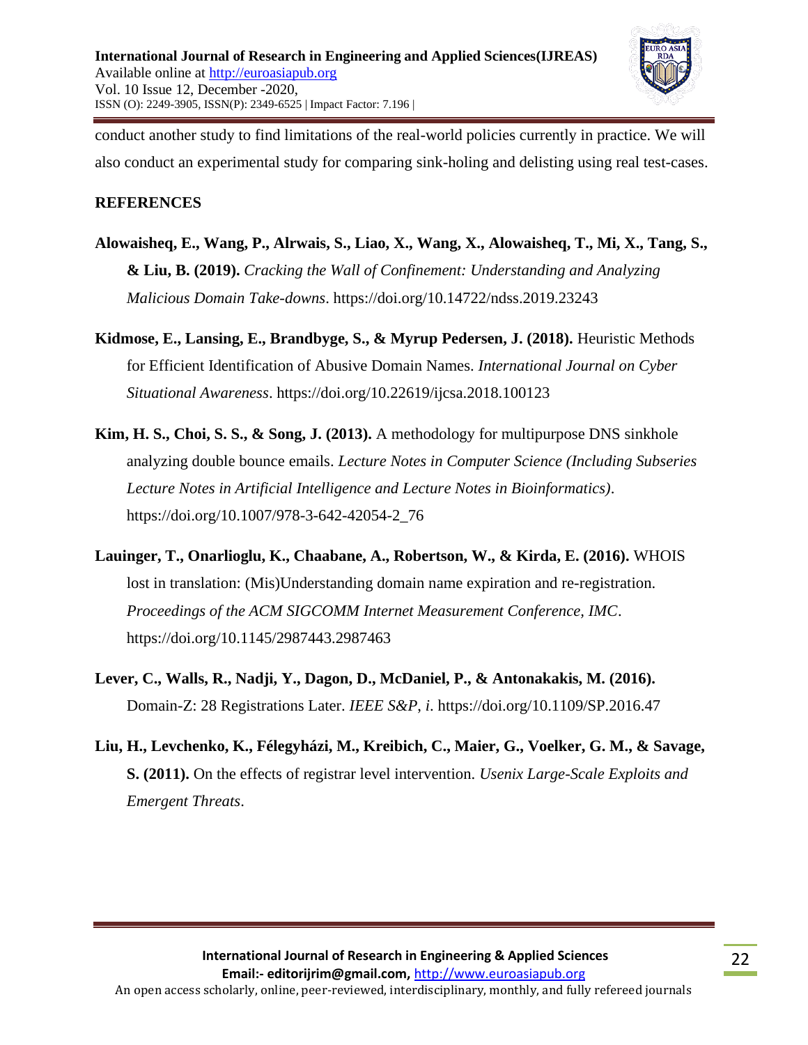conduct another study to find limitations of the real-world policies currently in practice. We will also conduct an experimental study for comparing sink-holing and delisting using real test-cases.

## REFERENCES

**Alowaisheq, E., Wang, P., Alrwais, S., Liao, X., Wang, X., Alowaisheq, T., Mi, X., Tang, S., & Liu, B. (2019).** *Cracking the Wall of Confinement: Understanding and Analyzing Malicious Domain Take-downs*. https://doi.org/10.14722/ndss.2019.23243

**Kidmose, E., Lansing, E., Brandbyge, S., & Myrup Pedersen, J. (2018).** Heuristic Methods for Efficient Identification of Abusive Domain Names. *International Journal on Cyber Situational Awareness*. https://doi.org/10.22619/ijcsa.2018.100123

**Kim, H. S., Choi, S. S., & Song, J. (2013).** A methodology for multipurpose DNS sinkhole analyzing double bounce emails. *Lecture Notes in Computer Science (Including Subseries Lecture Notes in Artificial Intelligence and Lecture Notes in Bioinformatics)*. https://doi.org/10.1007/978-3-642-42054-2_76

**Lauinger, T., Onarlioglu, K., Chaabane, A., Robertson, W., & Kirda, E. (2016).** WHOIS lost in translation: (Mis)Understanding domain name expiration and re-registration. *Proceedings of the ACM SIGCOMM Internet Measurement Conference, IMC*. https://doi.org/10.1145/2987443.2987463

**Lever, C., Walls, R., Nadji, Y., Dagon, D., McDaniel, P., & Antonakakis, M. (2016).** Domain-Z: 28 Registrations Later. *IEEE S&P, i*. https://doi.org/10.1109/SP.2016.47

**Liu, H., Levchenko, K., Félegyházi, M., Kreibich, C., Maier, G., Voelker, G. M., & Savage, S. (2011).** On the effects of registrar level intervention. *Usenix Large-Scale Exploits and Emergent Threats*.